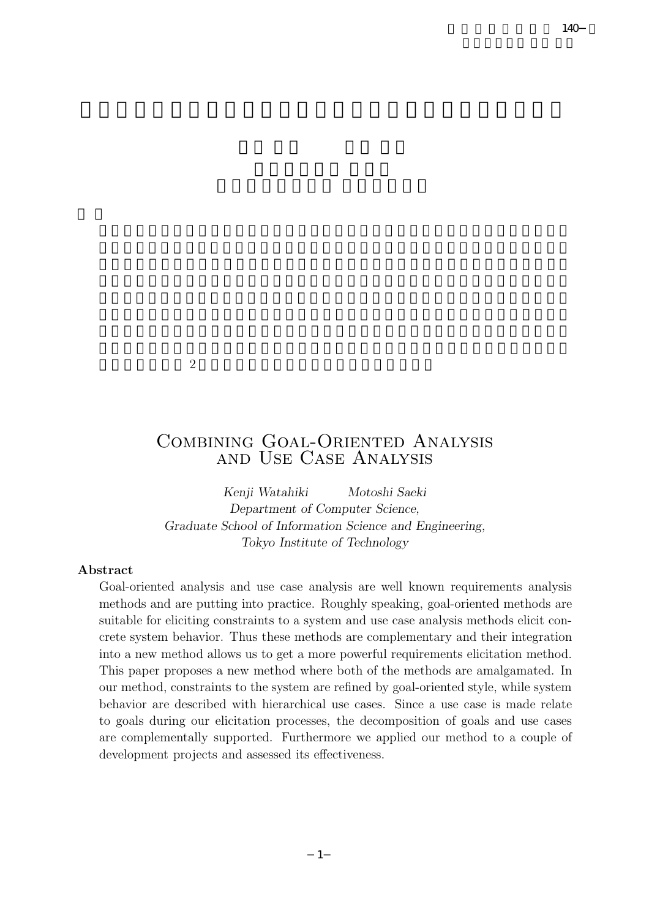# Combining Goal-Oriented Analysis and Use Case Analysis

*Kenji Watahiki　　Motoshi Saeki*

*Department of Computer Science,*
*Graduate School of Information Science and Engineering,*
*Tokyo Institute of Technology*

## Abstract

Goal-oriented analysis and use case analysis are well known requirements analysis methods and are putting into practice. Roughly speaking, goal-oriented methods are suitable for eliciting constraints to a system and use case analysis methods elicit concrete system behavior. Thus these methods are complementary and their integration into a new method allows us to get a more powerful requirements elicitation method. This paper proposes a new method where both of the methods are amalgamated. In our method, constraints to the system are refined by goal-oriented style, while system behavior are described with hierarchical use cases. Since a use case is made relate to goals during our elicitation processes, the decomposition of goals and use cases are complementally supported. Furthermore we applied our method to a couple of development projects and assessed its effectiveness.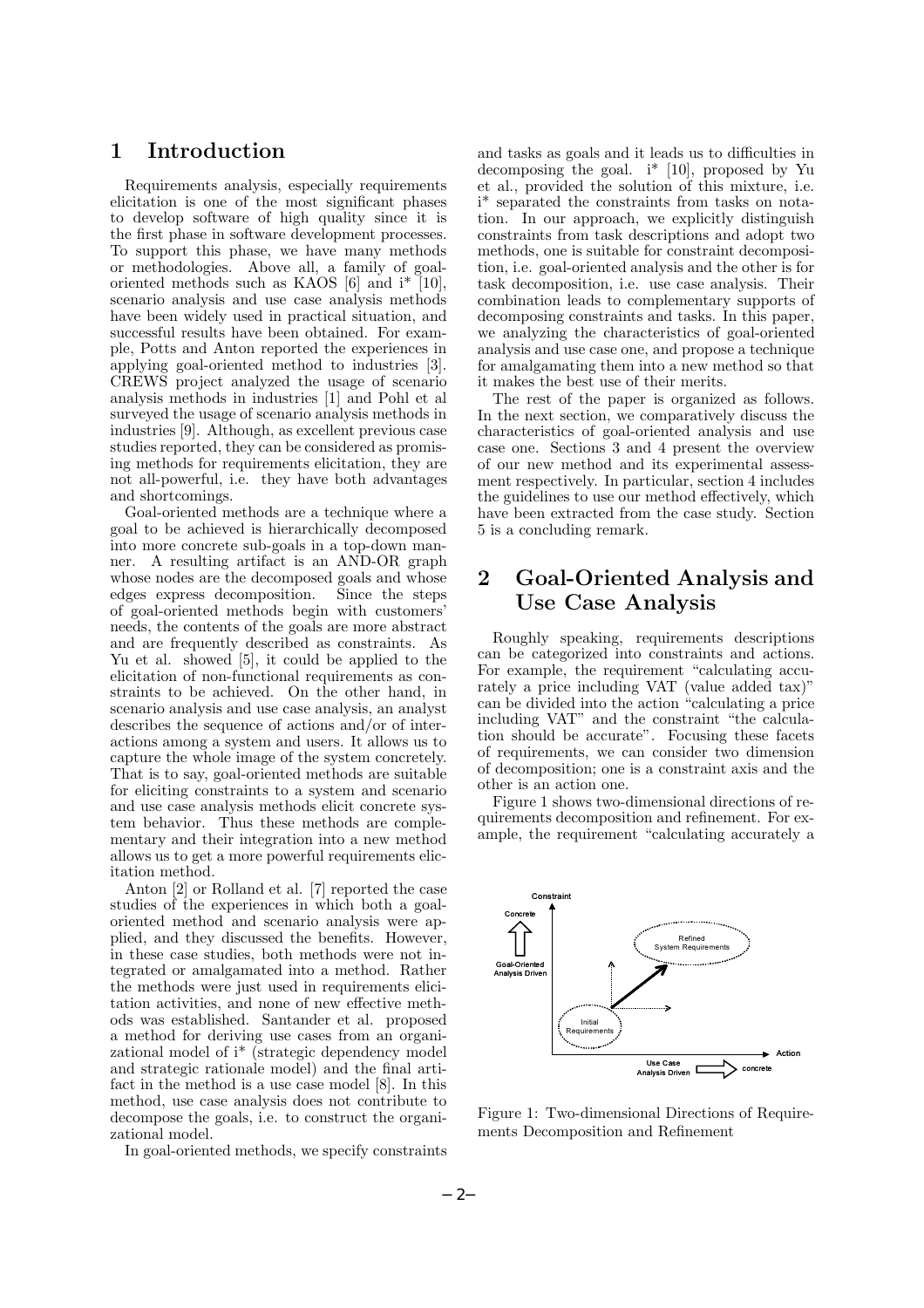# 1 Introduction

Requirements analysis, especially requirements elicitation is one of the most significant phases to develop software of high quality since it is the first phase in software development processes. To support this phase, we have many methods or methodologies. Above all, a family of goal-oriented methods such as KAOS [6] and i* [10], scenario analysis and use case analysis methods have been widely used in practical situation, and successful results have been obtained. For example, Potts and Anton reported the experiences in applying goal-oriented method to industries [3]. CREWS project analyzed the usage of scenario analysis methods in industries [1] and Pohl et al surveyed the usage of scenario analysis methods in industries [9]. Although, as excellent previous case studies reported, they can be considered as promising methods for requirements elicitation, they are not all-powerful, i.e. they have both advantages and shortcomings.

Goal-oriented methods are a technique where a goal to be achieved is hierarchically decomposed into more concrete sub-goals in a top-down manner. A resulting artifact is an AND-OR graph whose nodes are the decomposed goals and whose edges express decomposition. Since the steps of goal-oriented methods begin with customers' needs, the contents of the goals are more abstract and are frequently described as constraints. As Yu et al. showed [5], it could be applied to the elicitation of non-functional requirements as constraints to be achieved. On the other hand, in scenario analysis and use case analysis, an analyst describes the sequence of actions and/or of interactions among a system and users. It allows us to capture the whole image of the system concretely. That is to say, goal-oriented methods are suitable for eliciting constraints to a system and scenario and use case analysis methods elicit concrete system behavior. Thus these methods are complementary and their integration into a new method allows us to get a more powerful requirements elicitation method.

Anton [2] or Rolland et al. [7] reported the case studies of the experiences in which both a goal-oriented method and scenario analysis were applied, and they discussed the benefits. However, in these case studies, both methods were not integrated or amalgamated into a method. Rather the methods were just used in requirements elicitation activities, and none of new effective methods was established. Santander et al. proposed a method for deriving use cases from an organizational model of i* (strategic dependency model and strategic rationale model) and the final artifact in the method is a use case model [8]. In this method, use case analysis does not contribute to decompose the goals, i.e. to construct the organizational model.

In goal-oriented methods, we specify constraints and tasks as goals and it leads us to difficulties in decomposing the goal. i* [10], proposed by Yu et al., provided the solution of this mixture, i.e. i* separated the constraints from tasks on notation. In our approach, we explicitly distinguish constraints from task descriptions and adopt two methods, one is suitable for constraint decomposition, i.e. goal-oriented analysis and the other is for task decomposition, i.e. use case analysis. Their combination leads to complementary supports of decomposing constraints and tasks. In this paper, we analyzing the characteristics of goal-oriented analysis and use case one, and propose a technique for amalgamating them into a new method so that it makes the best use of their merits.

The rest of the paper is organized as follows. In the next section, we comparatively discuss the characteristics of goal-oriented analysis and use case one. Sections 3 and 4 present the overview of our new method and its experimental assessment respectively. In particular, section 4 includes the guidelines to use our method effectively, which have been extracted from the case study. Section 5 is a concluding remark.

# 2 Goal-Oriented Analysis and Use Case Analysis

Roughly speaking, requirements descriptions can be categorized into constraints and actions. For example, the requirement "calculating accurately a price including VAT (value added tax)" can be divided into the action "calculating a price including VAT" and the constraint "the calculation should be accurate". Focusing these facets of requirements, we can consider two dimension of decomposition; one is a constraint axis and the other is an action one.

Figure 1 shows two-dimensional directions of requirements decomposition and refinement. For example, the requirement "calculating accurately a

Figure 1: Two-dimensional Directions of Requirements Decomposition and Refinement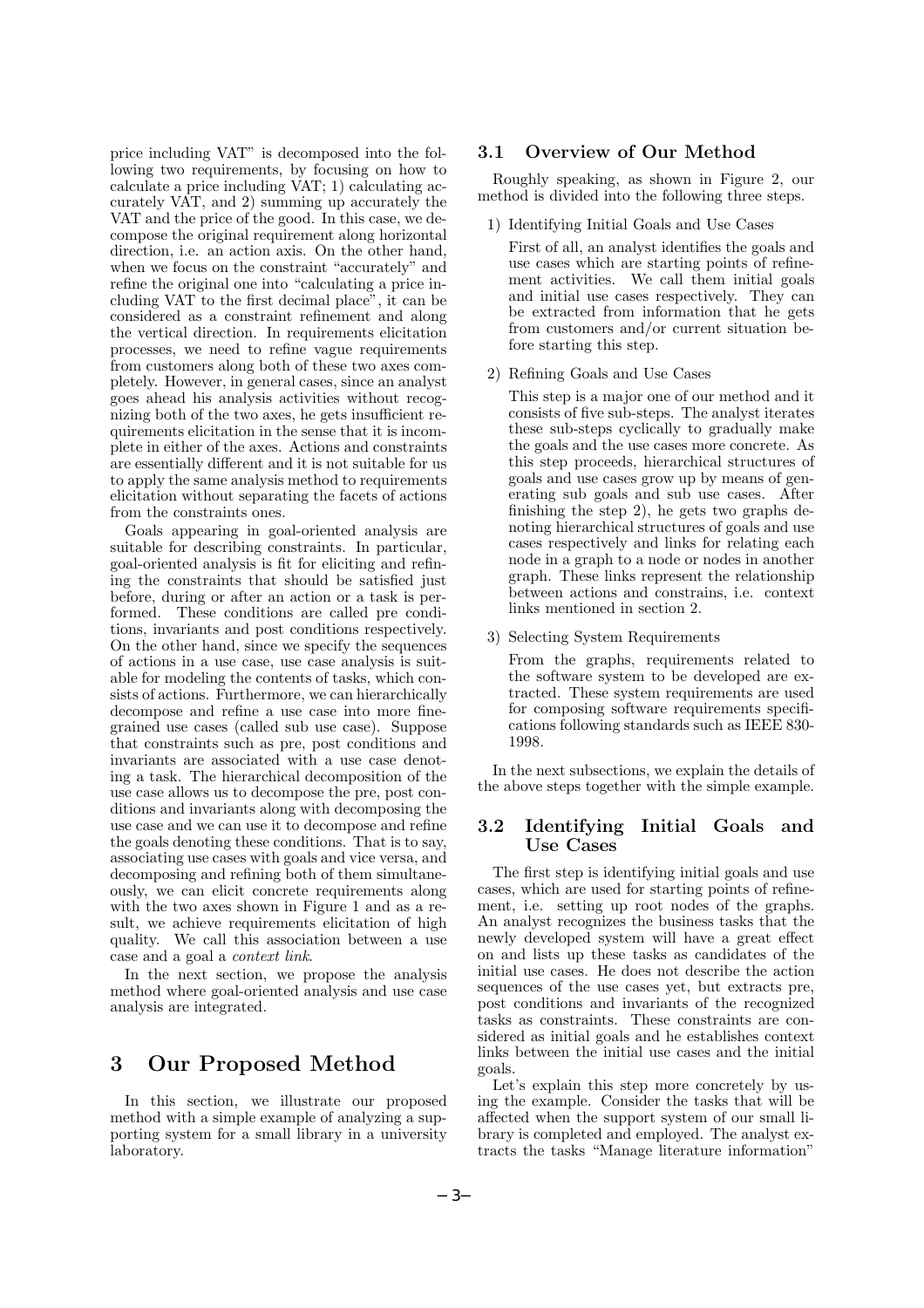price including VAT" is decomposed into the following two requirements, by focusing on how to calculate a price including VAT; 1) calculating accurately VAT, and 2) summing up accurately the VAT and the price of the good. In this case, we decompose the original requirement along horizontal direction, i.e. an action axis. On the other hand, when we focus on the constraint "accurately" and refine the original one into "calculating a price including VAT to the first decimal place", it can be considered as a constraint refinement and along the vertical direction. In requirements elicitation processes, we need to refine vague requirements from customers along both of these two axes completely. However, in general cases, since an analyst goes ahead his analysis activities without recognizing both of the two axes, he gets insufficient requirements elicitation in the sense that it is incomplete in either of the axes. Actions and constraints are essentially different and it is not suitable for us to apply the same analysis method to requirements elicitation without separating the facets of actions from the constraints ones.

Goals appearing in goal-oriented analysis are suitable for describing constraints. In particular, goal-oriented analysis is fit for eliciting and refining the constraints that should be satisfied just before, during or after an action or a task is performed. These conditions are called pre conditions, invariants and post conditions respectively. On the other hand, since we specify the sequences of actions in a use case, use case analysis is suitable for modeling the contents of tasks, which consists of actions. Furthermore, we can hierarchically decompose and refine a use case into more fine-grained use cases (called sub use case). Suppose that constraints such as pre, post conditions and invariants are associated with a use case denoting a task. The hierarchical decomposition of the use case allows us to decompose the pre, post conditions and invariants along with decomposing the use case and we can use it to decompose and refine the goals denoting these conditions. That is to say, associating use cases with goals and vice versa, and decomposing and refining both of them simultaneously, we can elicit concrete requirements along with the two axes shown in Figure 1 and as a result, we achieve requirements elicitation of high quality. We call this association between a use case and a goal a *context link*.

In the next section, we propose the analysis method where goal-oriented analysis and use case analysis are integrated.

# 3 Our Proposed Method

In this section, we illustrate our proposed method with a simple example of analyzing a supporting system for a small library in a university laboratory.

## 3.1 Overview of Our Method

Roughly speaking, as shown in Figure 2, our method is divided into the following three steps.

1) Identifying Initial Goals and Use Cases

   First of all, an analyst identifies the goals and use cases which are starting points of refinement activities. We call them initial goals and initial use cases respectively. They can be extracted from information that he gets from customers and/or current situation before starting this step.

2) Refining Goals and Use Cases

   This step is a major one of our method and it consists of five sub-steps. The analyst iterates these sub-steps cyclically to gradually make the goals and the use cases more concrete. As this step proceeds, hierarchical structures of goals and use cases grow up by means of generating sub goals and sub use cases. After finishing the step 2), he gets two graphs denoting hierarchical structures of goals and use cases respectively and links for relating each node in a graph to a node or nodes in another graph. These links represent the relationship between actions and constrains, i.e. context links mentioned in section 2.

3) Selecting System Requirements

   From the graphs, requirements related to the software system to be developed are extracted. These system requirements are used for composing software requirements specifications following standards such as IEEE 830-1998.

In the next subsections, we explain the details of the above steps together with the simple example.

## 3.2 Identifying Initial Goals and Use Cases

The first step is identifying initial goals and use cases, which are used for starting points of refinement, i.e. setting up root nodes of the graphs. An analyst recognizes the business tasks that the newly developed system will have a great effect on and lists up these tasks as candidates of the initial use cases. He does not describe the action sequences of the use cases yet, but extracts pre, post conditions and invariants of the recognized tasks as constraints. These constraints are considered as initial goals and he establishes context links between the initial use cases and the initial goals.

Let's explain this step more concretely by using the example. Consider the tasks that will be affected when the support system of our small library is completed and employed. The analyst extracts the tasks "Manage literature information"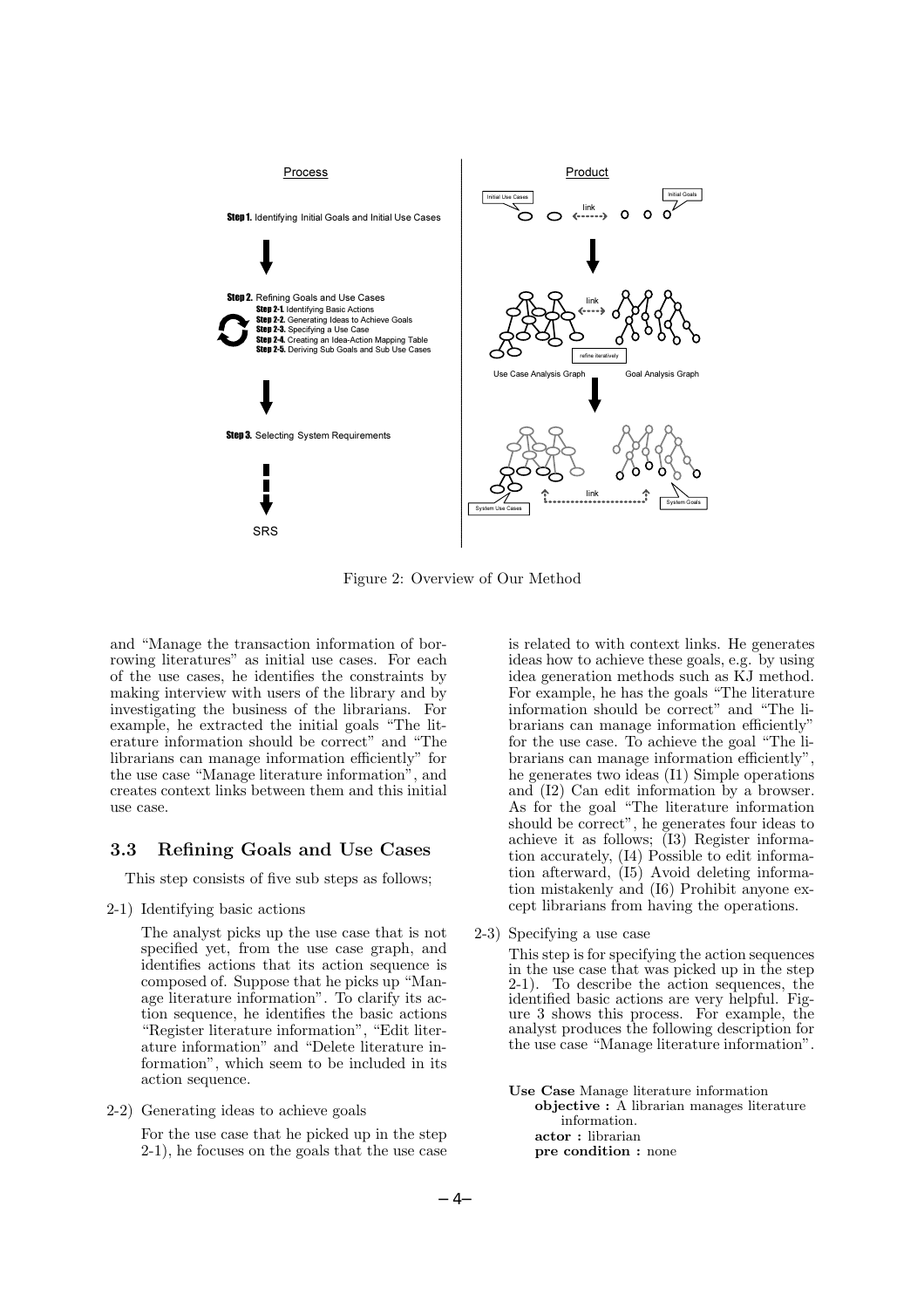Figure 2: Overview of Our Method

and "Manage the transaction information of borrowing literatures" as initial use cases. For each of the use cases, he identifies the constraints by making interview with users of the library and by investigating the business of the librarians. For example, he extracted the initial goals "The literature information should be correct" and "The librarians can manage information efficiently" for the use case "Manage literature information", and creates context links between them and this initial use case.

### 3.3 Refining Goals and Use Cases

This step consists of five sub steps as follows;

2-1) Identifying basic actions

The analyst picks up the use case that is not specified yet, from the use case graph, and identifies actions that its action sequence is composed of. Suppose that he picks up "Manage literature information". To clarify its action sequence, he identifies the basic actions "Register literature information", "Edit literature information" and "Delete literature information", which seem to be included in its action sequence.

2-2) Generating ideas to achieve goals

For the use case that he picked up in the step 2-1), he focuses on the goals that the use case is related to with context links. He generates ideas how to achieve these goals, e.g. by using idea generation methods such as KJ method. For example, he has the goals "The literature information should be correct" and "The librarians can manage information efficiently" for the use case. To achieve the goal "The librarians can manage information efficiently", he generates two ideas (I1) Simple operations and (I2) Can edit information by a browser. As for the goal "The literature information should be correct", he generates four ideas to achieve it as follows; (I3) Register information accurately, (I4) Possible to edit information afterward, (I5) Avoid deleting information mistakenly and (I6) Prohibit anyone except librarians from having the operations.

2-3) Specifying a use case

This step is for specifying the action sequences in the use case that was picked up in the step 2-1). To describe the action sequences, the identified basic actions are very helpful. Figure 3 shows this process. For example, the analyst produces the following description for the use case "Manage literature information".

**Use Case** Manage literature information
**objective :** A librarian manages literature information.
**actor :** librarian
**pre condition :** none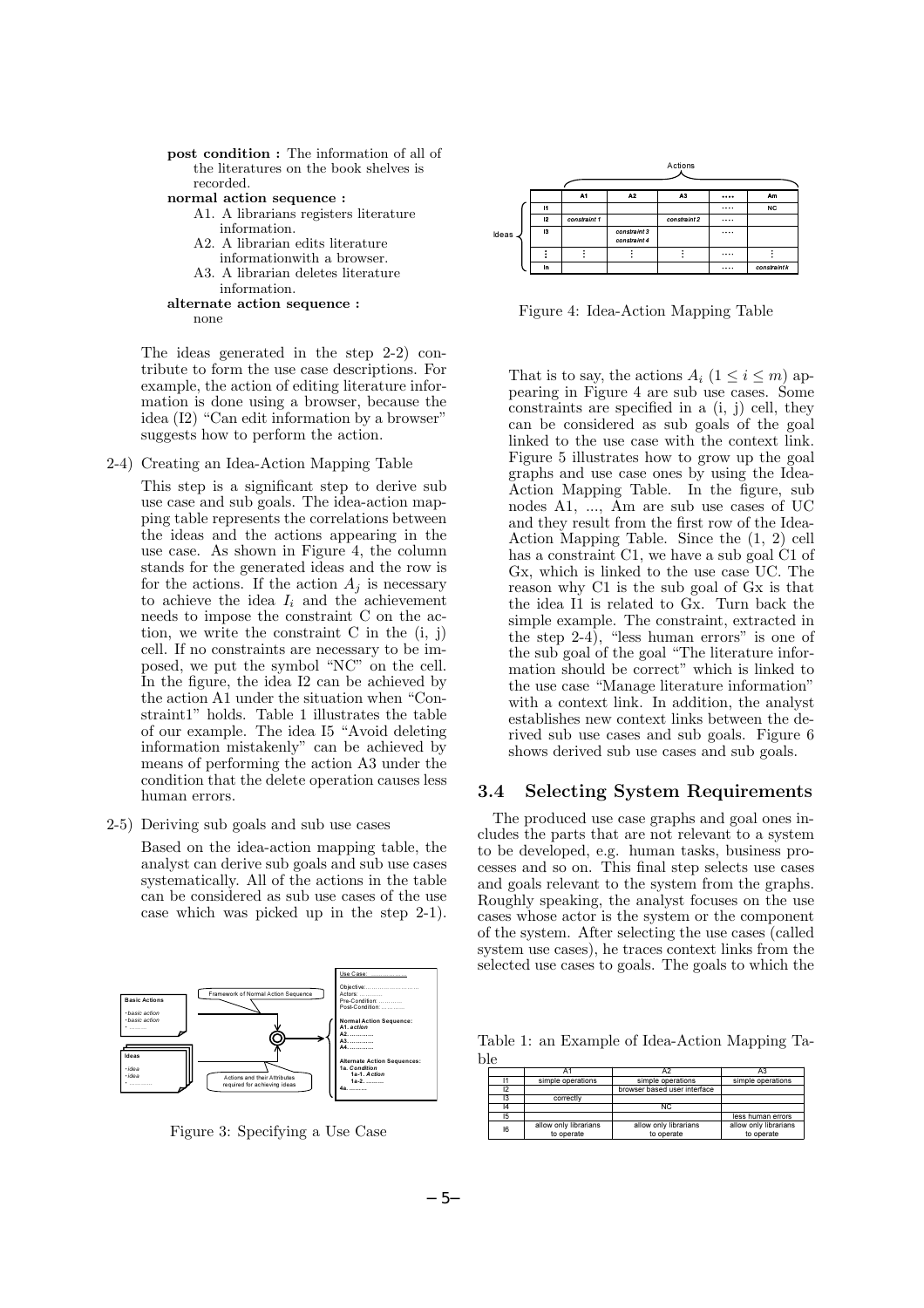**post condition :** The information of all of the literatures on the book shelves is recorded.

**normal action sequence :**

A1. A librarians registers literature information.

A2. A librarian edits literature informationwith a browser.

A3. A librarian deletes literature information.

**alternate action sequence :**

none

The ideas generated in the step 2-2) contribute to form the use case descriptions. For example, the action of editing literature information is done using a browser, because the idea (I2) "Can edit information by a browser" suggests how to perform the action.

2-4) Creating an Idea-Action Mapping Table

This step is a significant step to derive sub use case and sub goals. The idea-action mapping table represents the correlations between the ideas and the actions appearing in the use case. As shown in Figure 4, the column stands for the generated ideas and the row is for the actions. If the action $A_j$ is necessary to achieve the idea $I_i$ and the achievement needs to impose the constraint C on the action, we write the constraint C in the (i, j) cell. If no constraints are necessary to be imposed, we put the symbol "NC" on the cell. In the figure, the idea I2 can be achieved by the action A1 under the situation when "Constraint1" holds. Table 1 illustrates the table of our example. The idea I5 "Avoid deleting information mistakenly" can be achieved by means of performing the action A3 under the condition that the delete operation causes less human errors.

2-5) Deriving sub goals and sub use cases

Based on the idea-action mapping table, the analyst can derive sub goals and sub use cases systematically. All of the actions in the table can be considered as sub use cases of the use case which was picked up in the step 2-1).

Figure 3: Specifying a Use Case

| | A1 | A2 | A3 | .... | Am |
|---|---|---|---|---|---|
| I1 | | | | .... | NC |
| I2 | constraint 1 | | constraint 2 | .... | |
| I3 | | constraint 3<br>constraint 4 | | .... | |
| ⋮ | ⋮ | ⋮ | ⋮ | .... | ⋮ |
| In | | | | .... | constraint k |

Figure 4: Idea-Action Mapping Table

That is to say, the actions $A_i$ $(1 \leq i \leq m)$ appearing in Figure 4 are sub use cases. Some constraints are specified in a (i, j) cell, they can be considered as sub goals of the goal linked to the use case with the context link. Figure 5 illustrates how to grow up the goal graphs and use case ones by using the Idea-Action Mapping Table. In the figure, sub nodes A1, ..., Am are sub use cases of UC and they result from the first row of the Idea-Action Mapping Table. Since the (1, 2) cell has a constraint C1, we have a sub goal C1 of Gx, which is linked to the use case UC. The reason why C1 is the sub goal of Gx is that the idea I1 is related to Gx. Turn back the simple example. The constraint, extracted in the step 2-4), "less human errors" is one of the sub goal of the goal "The literature information should be correct" which is linked to the use case "Manage literature information" with a context link. In addition, the analyst establishes new context links between the derived sub use cases and sub goals. Figure 6 shows derived sub use cases and sub goals.

## 3.4 Selecting System Requirements

The produced use case graphs and goal ones includes the parts that are not relevant to a system to be developed, e.g. human tasks, business processes and so on. This final step selects use cases and goals relevant to the system from the graphs. Roughly speaking, the analyst focuses on the use cases whose actor is the system or the component of the system. After selecting the use cases (called system use cases), he traces context links from the selected use cases to goals. The goals to which the

Table 1: an Example of Idea-Action Mapping Table

| | A1 | A2 | A3 |
|---|---|---|---|
| I1 | simple operations | simple operations | simple operations |
| I2 | | browser based user interface | |
| I3 | correctly | | |
| I4 | | NC | |
| I5 | | | less human errors |
| I6 | allow only librarians to operate | allow only librarians to operate | allow only librarians to operate |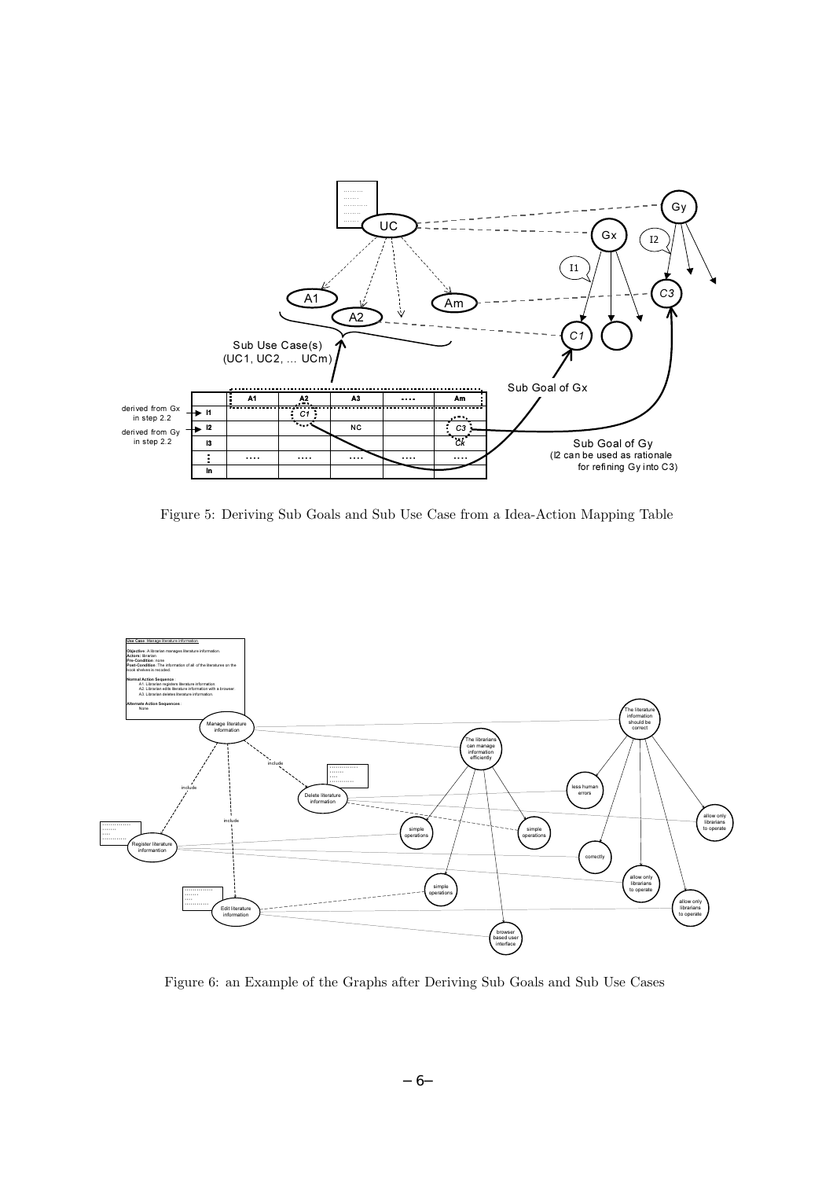Figure 5: Deriving Sub Goals and Sub Use Case from a Idea-Action Mapping Table

Figure 6: an Example of the Graphs after Deriving Sub Goals and Sub Use Cases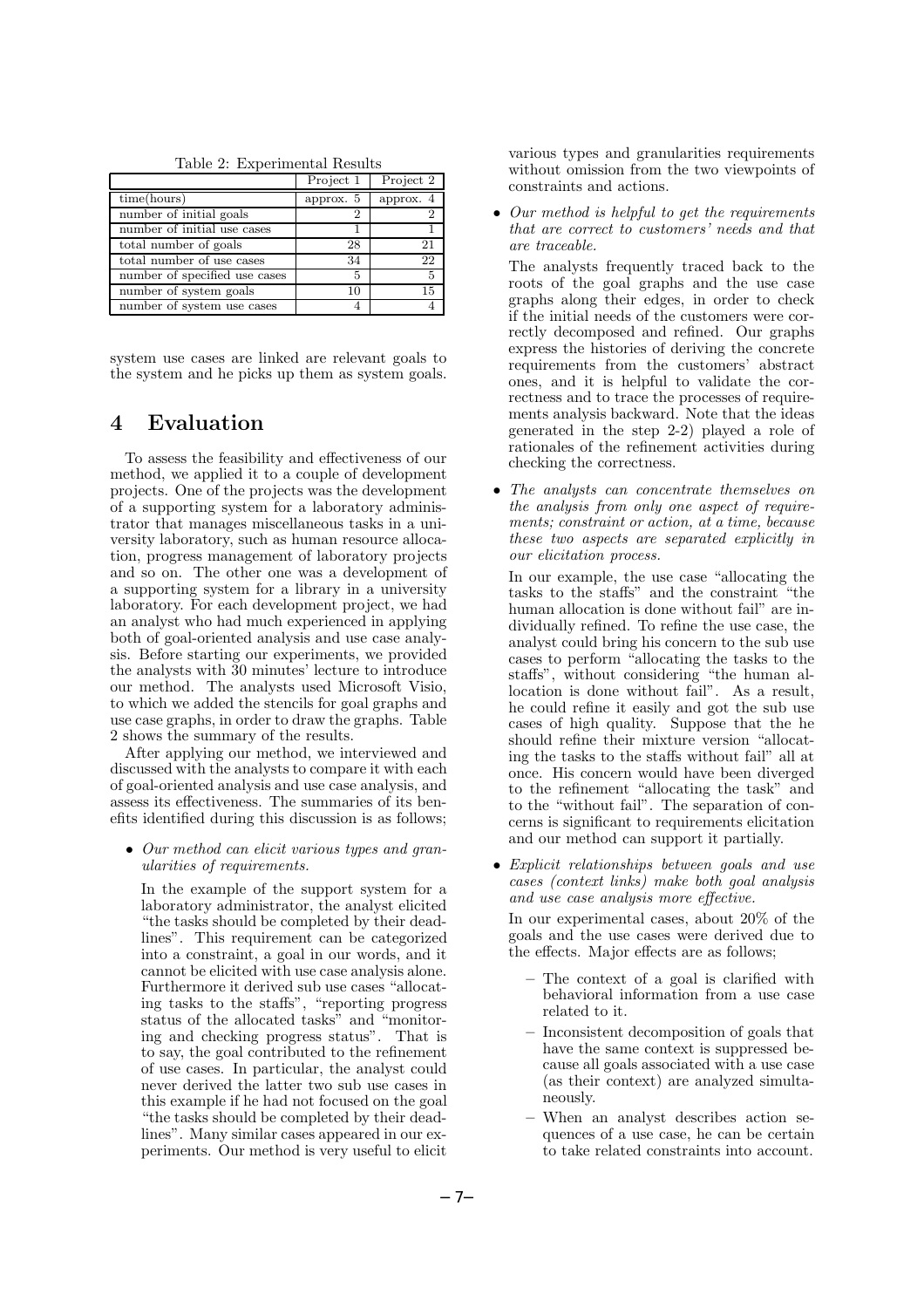Table 2: Experimental Results

| | Project 1 | Project 2 |
|---|---|---|
| time(hours) | approx. 5 | approx. 4 |
| number of initial goals | 2 | 2 |
| number of initial use cases | 1 | 1 |
| total number of goals | 28 | 21 |
| total number of use cases | 34 | 22 |
| number of specified use cases | 5 | 5 |
| number of system goals | 10 | 15 |
| number of system use cases | 4 | 4 |

system use cases are linked are relevant goals to the system and he picks up them as system goals.

# 4 Evaluation

To assess the feasibility and effectiveness of our method, we applied it to a couple of development projects. One of the projects was the development of a supporting system for a laboratory administrator that manages miscellaneous tasks in a university laboratory, such as human resource allocation, progress management of laboratory projects and so on. The other one was a development of a supporting system for a library in a university laboratory. For each development project, we had an analyst who had much experienced in applying both of goal-oriented analysis and use case analysis. Before starting our experiments, we provided the analysts with 30 minutes' lecture to introduce our method. The analysts used Microsoft Visio, to which we added the stencils for goal graphs and use case graphs, in order to draw the graphs. Table 2 shows the summary of the results.

After applying our method, we interviewed and discussed with the analysts to compare it with each of goal-oriented analysis and use case analysis, and assess its effectiveness. The summaries of its benefits identified during this discussion is as follows;

- *Our method can elicit various types and granularities of requirements.*

  In the example of the support system for a laboratory administrator, the analyst elicited "the tasks should be completed by their deadlines". This requirement can be categorized into a constraint, a goal in our words, and it cannot be elicited with use case analysis alone. Furthermore it derived sub use cases "allocating tasks to the staffs", "reporting progress status of the allocated tasks" and "monitoring and checking progress status". That is to say, the goal contributed to the refinement of use cases. In particular, the analyst could never derived the latter two sub use cases in this example if he had not focused on the goal "the tasks should be completed by their deadlines". Many similar cases appeared in our experiments. Our method is very useful to elicit various types and granularities requirements without omission from the two viewpoints of constraints and actions.

- *Our method is helpful to get the requirements that are correct to customers' needs and that are traceable.*

  The analysts frequently traced back to the roots of the goal graphs and the use case graphs along their edges, in order to check if the initial needs of the customers were correctly decomposed and refined. Our graphs express the histories of deriving the concrete requirements from the customers' abstract ones, and it is helpful to validate the correctness and to trace the processes of requirements analysis backward. Note that the ideas generated in the step 2-2) played a role of rationales of the refinement activities during checking the correctness.

- *The analysts can concentrate themselves on the analysis from only one aspect of requirements; constraint or action, at a time, because these two aspects are separated explicitly in our elicitation process.*

  In our example, the use case "allocating the tasks to the staffs" and the constraint "the human allocation is done without fail" are individually refined. To refine the use case, the analyst could bring his concern to the sub use cases to perform "allocating the tasks to the staffs", without considering "the human allocation is done without fail". As a result, he could refine it easily and got the sub use cases of high quality. Suppose that the he should refine their mixture version "allocating the tasks to the staffs without fail" all at once. His concern would have been diverged to the refinement "allocating the task" and to the "without fail". The separation of concerns is significant to requirements elicitation and our method can support it partially.

- *Explicit relationships between goals and use cases (context links) make both goal analysis and use case analysis more effective.*

  In our experimental cases, about 20% of the goals and the use cases were derived due to the effects. Major effects are as follows;

  - The context of a goal is clarified with behavioral information from a use case related to it.
  - Inconsistent decomposition of goals that have the same context is suppressed because all goals associated with a use case (as their context) are analyzed simultaneously.
  - When an analyst describes action sequences of a use case, he can be certain to take related constraints into account.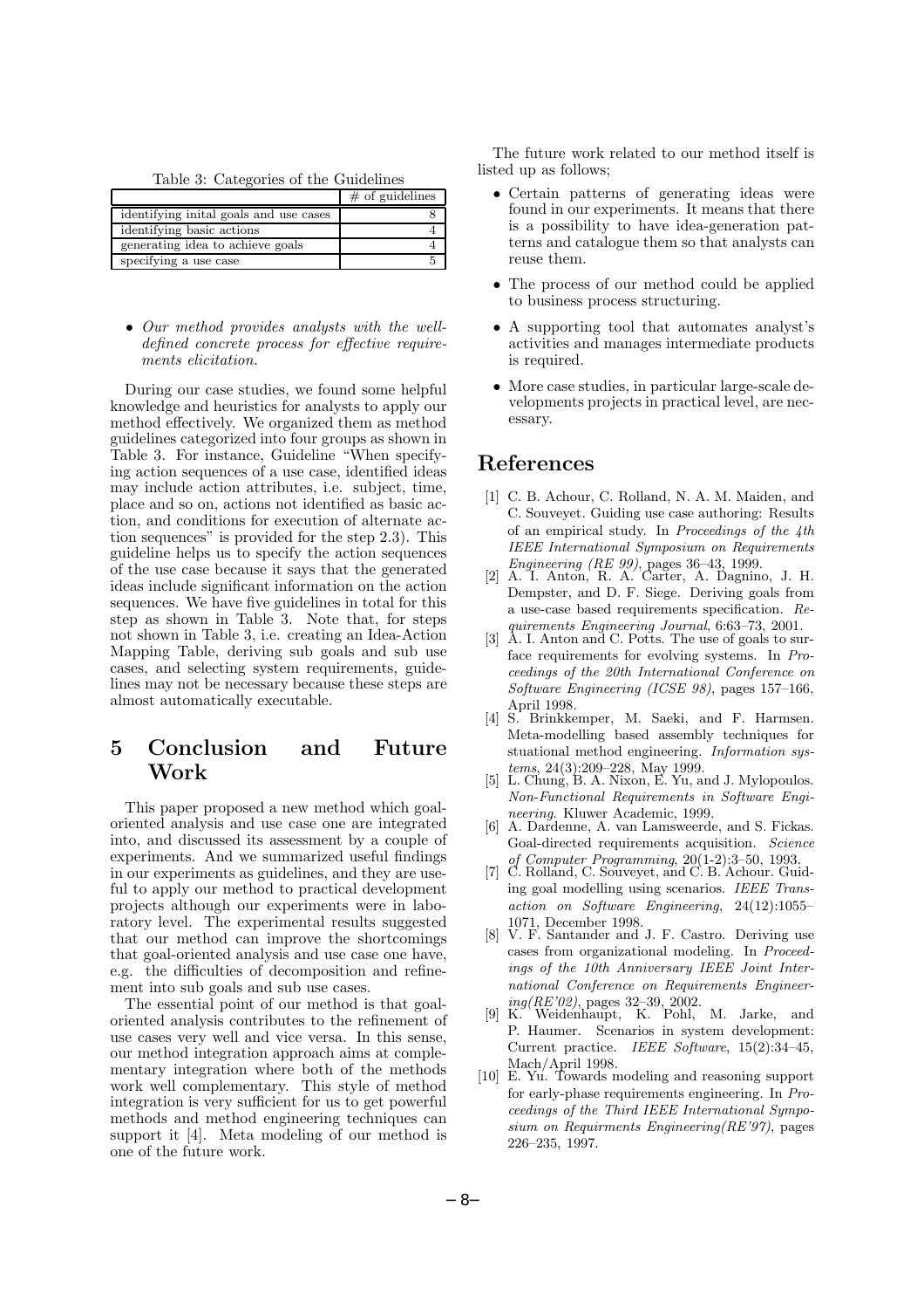Table 3: Categories of the Guidelines

| | # of guidelines |
|---|---|
| identifying inital goals and use cases | 8 |
| identifying basic actions | 4 |
| generating idea to achieve goals | 4 |
| specifying a use case | 5 |

- *Our method provides analysts with the well-defined concrete process for effective requirements elicitation.*

During our case studies, we found some helpful knowledge and heuristics for analysts to apply our method effectively. We organized them as method guidelines categorized into four groups as shown in Table 3. For instance, Guideline "When specifying action sequences of a use case, identified ideas may include action attributes, i.e. subject, time, place and so on, actions not identified as basic action, and conditions for execution of alternate action sequences" is provided for the step 2.3). This guideline helps us to specify the action sequences of the use case because it says that the generated ideas include significant information on the action sequences. We have five guidelines in total for this step as shown in Table 3. Note that, for steps not shown in Table 3, i.e. creating an Idea-Action Mapping Table, deriving sub goals and sub use cases, and selecting system requirements, guidelines may not be necessary because these steps are almost automatically executable.

# 5 Conclusion and Future Work

This paper proposed a new method which goal-oriented analysis and use case one are integrated into, and discussed its assessment by a couple of experiments. And we summarized useful findings in our experiments as guidelines, and they are useful to apply our method to practical development projects although our experiments were in laboratory level. The experimental results suggested that our method can improve the shortcomings that goal-oriented analysis and use case one have, e.g. the difficulties of decomposition and refinement into sub goals and sub use cases.

The essential point of our method is that goal-oriented analysis contributes to the refinement of use cases very well and vice versa. In this sense, our method integration approach aims at complementary integration where both of the methods work well complementary. This style of method integration is very sufficient for us to get powerful methods and method engineering techniques can support it [4]. Meta modeling of our method is one of the future work.

The future work related to our method itself is listed up as follows;

- Certain patterns of generating ideas were found in our experiments. It means that there is a possibility to have idea-generation patterns and catalogue them so that analysts can reuse them.
- The process of our method could be applied to business process structuring.
- A supporting tool that automates analyst's activities and manages intermediate products is required.
- More case studies, in particular large-scale developments projects in practical level, are necessary.

# References

[1] C. B. Achour, C. Rolland, N. A. M. Maiden, and C. Souveyet. Guiding use case authoring: Results of an empirical study. In *Proceedings of the 4th IEEE International Symposium on Requirements Engineering (RE 99)*, pages 36–43, 1999.

[2] A. I. Anton, R. A. Carter, A. Dagnino, J. H. Dempster, and D. F. Siege. Deriving goals from a use-case based requirements specification. *Requirements Engineering Journal*, 6:63–73, 2001.

[3] A. I. Anton and C. Potts. The use of goals to surface requirements for evolving systems. In *Proceedings of the 20th International Conference on Software Engineering (ICSE 98)*, pages 157–166, April 1998.

[4] S. Brinkkemper, M. Saeki, and F. Harmsen. Meta-modelling based assembly techniques for stuational method engineering. *Information systems*, 24(3):209–228, May 1999.

[5] L. Chung, B. A. Nixon, E. Yu, and J. Mylopoulos. *Non-Functional Requirements in Software Engineering*. Kluwer Academic, 1999.

[6] A. Dardenne, A. van Lamsweerde, and S. Fickas. Goal-directed requirements acquisition. *Science of Computer Programming*, 20(1-2):3–50, 1993.

[7] C. Rolland, C. Souveyet, and C. B. Achour. Guiding goal modelling using scenarios. *IEEE Transaction on Software Engineering*, 24(12):1055–1071, December 1998.

[8] V. F. Santander and J. F. Castro. Deriving use cases from organizational modeling. In *Proceedings of the 10th Anniversary IEEE Joint International Conference on Requirements Engineering(RE'02)*, pages 32–39, 2002.

[9] K. Weidenhaupt, K. Pohl, M. Jarke, and P. Haumer. Scenarios in system development: Current practice. *IEEE Software*, 15(2):34–45, Mach/April 1998.

[10] E. Yu. Towards modeling and reasoning support for early-phase requirements engineering. In *Proceedings of the Third IEEE International Symposium on Requirments Engineering(RE'97)*, pages 226–235, 1997.